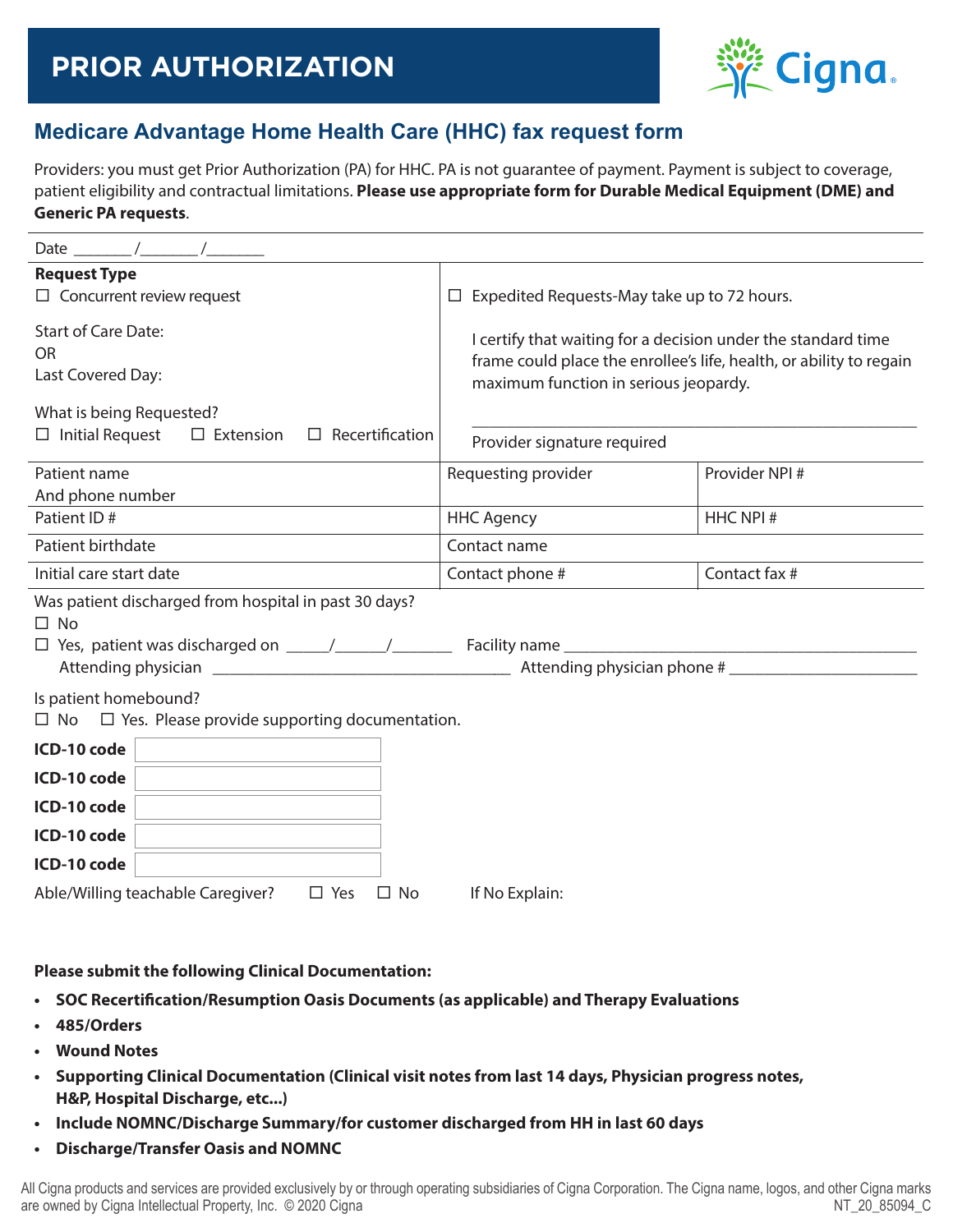# PRIOR AUTHORIZATION

Cigna

## Medicare Advantage Home Health Care (HHC) fax request form

Providers: you must get Prior Authorization (PA) for HHC. PA is not guarantee of payment. Payment is subject to coverage, patient eligibility and contractual limitations. **Please use appropriate form for Durable Medical Equipment (DME) and Generic PA requests**.

Date _______ /_______ /_______

| | |
|---|---|
| **Request Type**<br>☐ Concurrent review request<br><br>Start of Care Date:<br>OR<br>Last Covered Day:<br><br>What is being Requested?<br>☐ Initial Request ☐ Extension ☐ Recertification | ☐ Expedited Requests-May take up to 72 hours.<br><br>I certify that waiting for a decision under the standard time frame could place the enrollee's life, health, or ability to regain maximum function in serious jeopardy.<br><br>_______________________________<br>Provider signature required |

| | | |
|---|---|---|
| Patient name<br>And phone number | Requesting provider | Provider NPI # |
| Patient ID # | HHC Agency | HHC NPI # |
| Patient birthdate | Contact name | |
| Initial care start date | Contact phone # | Contact fax # |

Was patient discharged from hospital in past 30 days?

☐ No

☐ Yes, patient was discharged on _____/______/_______ Facility name ___________________________

Attending physician ___________________________ Attending physician phone # ____________________

Is patient homebound?

☐ No ☐ Yes. Please provide supporting documentation.

**ICD-10 code** ____________________

**ICD-10 code** ____________________

**ICD-10 code** ____________________

**ICD-10 code** ____________________

**ICD-10 code** ____________________

Able/Willing teachable Caregiver? ☐ Yes ☐ No If No Explain:

**Please submit the following Clinical Documentation:**

- **SOC Recertification/Resumption Oasis Documents (as applicable) and Therapy Evaluations**
- **485/Orders**
- **Wound Notes**
- **Supporting Clinical Documentation (Clinical visit notes from last 14 days, Physician progress notes, H&P, Hospital Discharge, etc...)**
- **Include NOMNC/Discharge Summary/for customer discharged from HH in last 60 days**
- **Discharge/Transfer Oasis and NOMNC**

All Cigna products and services are provided exclusively by or through operating subsidiaries of Cigna Corporation. The Cigna name, logos, and other Cigna marks are owned by Cigna Intellectual Property, Inc. © 2020 Cigna NT_20_85094_C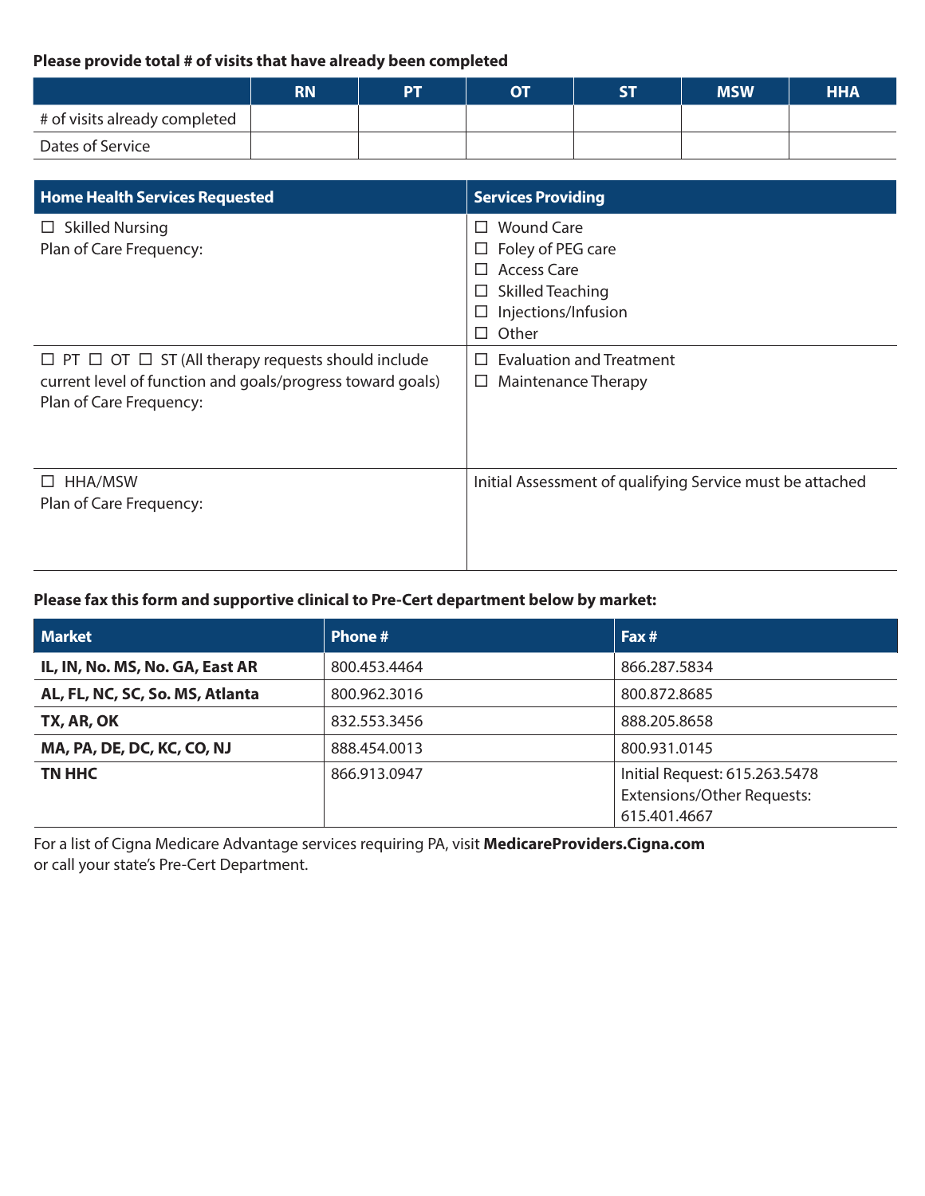**Please provide total # of visits that have already been completed**

| | RN | PT | OT | ST | MSW | HHA |
|---|---|---|---|---|---|---|
| # of visits already completed | | | | | | |
| Dates of Service | | | | | | |

| Home Health Services Requested | Services Providing |
|---|---|
| ☐ Skilled Nursing<br>Plan of Care Frequency: | ☐ Wound Care<br>☐ Foley of PEG care<br>☐ Access Care<br>☐ Skilled Teaching<br>☐ Injections/Infusion<br>☐ Other |
| ☐ PT ☐ OT ☐ ST (All therapy requests should include current level of function and goals/progress toward goals)<br>Plan of Care Frequency: | ☐ Evaluation and Treatment<br>☐ Maintenance Therapy |
| ☐ HHA/MSW<br>Plan of Care Frequency: | Initial Assessment of qualifying Service must be attached |

**Please fax this form and supportive clinical to Pre-Cert department below by market:**

| Market | Phone # | Fax # |
|---|---|---|
| **IL, IN, No. MS, No. GA, East AR** | 800.453.4464 | 866.287.5834 |
| **AL, FL, NC, SC, So. MS, Atlanta** | 800.962.3016 | 800.872.8685 |
| **TX, AR, OK** | 832.553.3456 | 888.205.8658 |
| **MA, PA, DE, DC, KC, CO, NJ** | 888.454.0013 | 800.931.0145 |
| **TN HHC** | 866.913.0947 | Initial Request: 615.263.5478<br>Extensions/Other Requests: 615.401.4667 |

For a list of Cigna Medicare Advantage services requiring PA, visit **MedicareProviders.Cigna.com** or call your state's Pre-Cert Department.